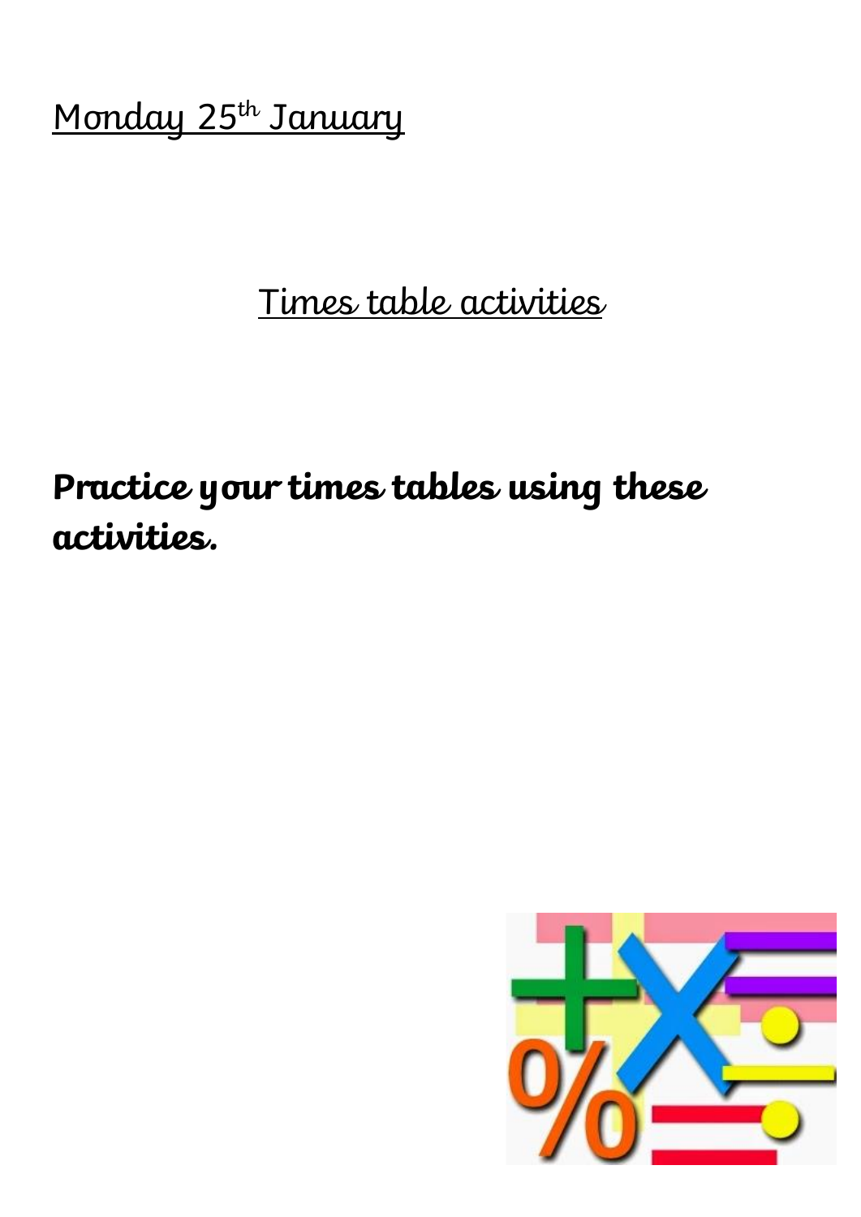Monday 25th January

# Times table activities

**Practice your times tables using these activities.**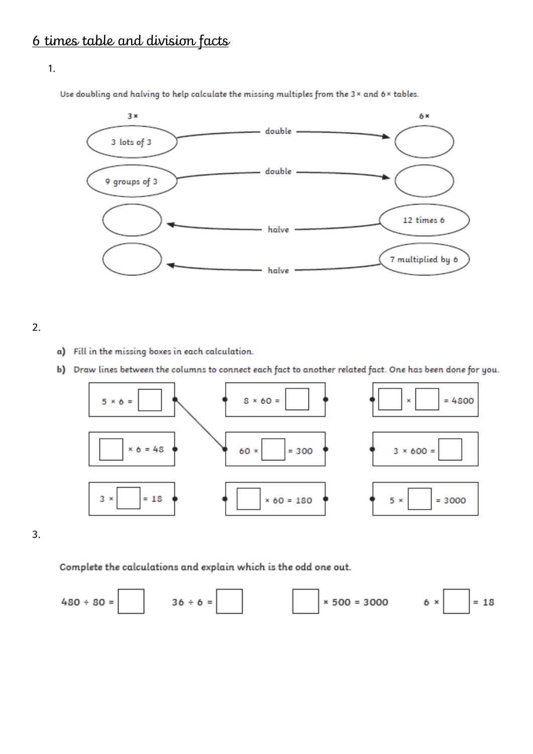# 6 times table and division facts

1.

Use doubling and halving to help calculate the missing multiples from the 3 × and 6 × tables.

| 3 × | | 6 × |
|---|---|---|
| 3 lots of 3 | double → | |
| 9 groups of 3 | double → | |
| | ← halve | 12 times 6 |
| | ← halve | 7 multiplied by 6 |

2.

**a)** Fill in the missing boxes in each calculation.

**b)** Draw lines between the columns to connect each fact to another related fact. One has been done for you.

| | | |
|---|---|---|
| 5 × 6 = ☐ | 8 × 60 = ☐ | ☐ × ☐ = 4800 |
| ☐ × 6 = 48 | 60 × ☐ = 300 | 3 × 600 = ☐ |
| 3 × ☐ = 18 | ☐ × 60 = 180 | 5 × ☐ = 3000 |

3.

Complete the calculations and explain which is the odd one out.

480 ÷ 80 = ☐     36 ÷ 6 = ☐     ☐ × 500 = 3000     6 × ☐ = 18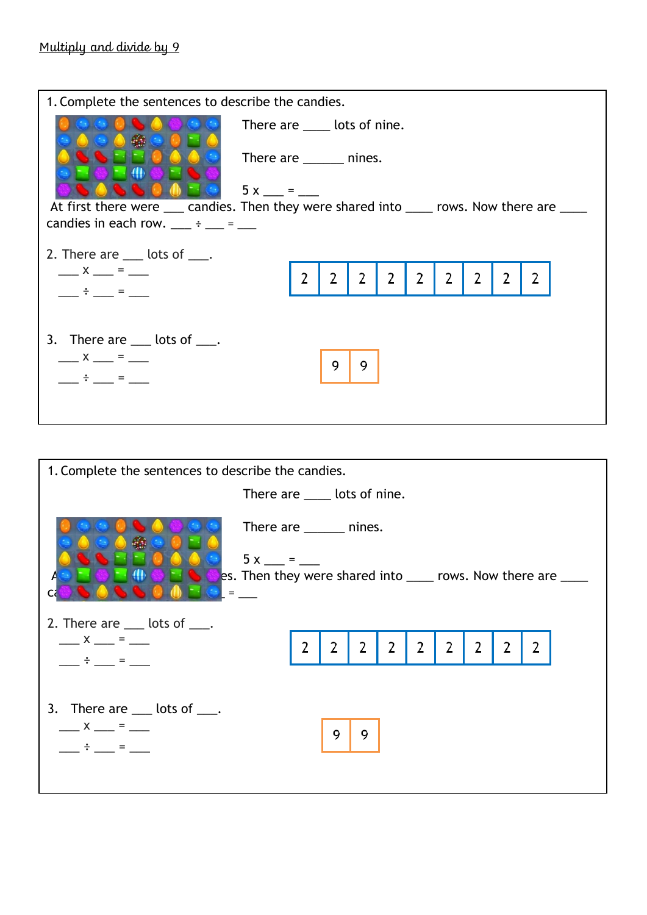Multiply and divide by 9

1. Complete the sentences to describe the candies.

There are ____ lots of nine.

There are ______ nines.

5 x ___ = ___

At first there were ___ candies. Then they were shared into ____ rows. Now there are ____ candies in each row. ___ ÷ ___ = ___

2. There are ___ lots of ___.

___ x ___ = ___

___ ÷ ___ = ___

| 2 | 2 | 2 | 2 | 2 | 2 | 2 | 2 | 2 |
|---|---|---|---|---|---|---|---|---|

3. There are ___ lots of ___.

___ x ___ = ___

___ ÷ ___ = ___

| 9 | 9 |
|---|---|

1. Complete the sentences to describe the candies.

There are ____ lots of nine.

There are ______ nines.

5 x ___ = ___

A...es. Then they were shared into ____ rows. Now there are ____ ca... = ___

2. There are ___ lots of ___.

___ x ___ = ___

___ ÷ ___ = ___

| 2 | 2 | 2 | 2 | 2 | 2 | 2 | 2 | 2 |
|---|---|---|---|---|---|---|---|---|

3. There are ___ lots of ___.

___ x ___ = ___

___ ÷ ___ = ___

| 9 | 9 |
|---|---|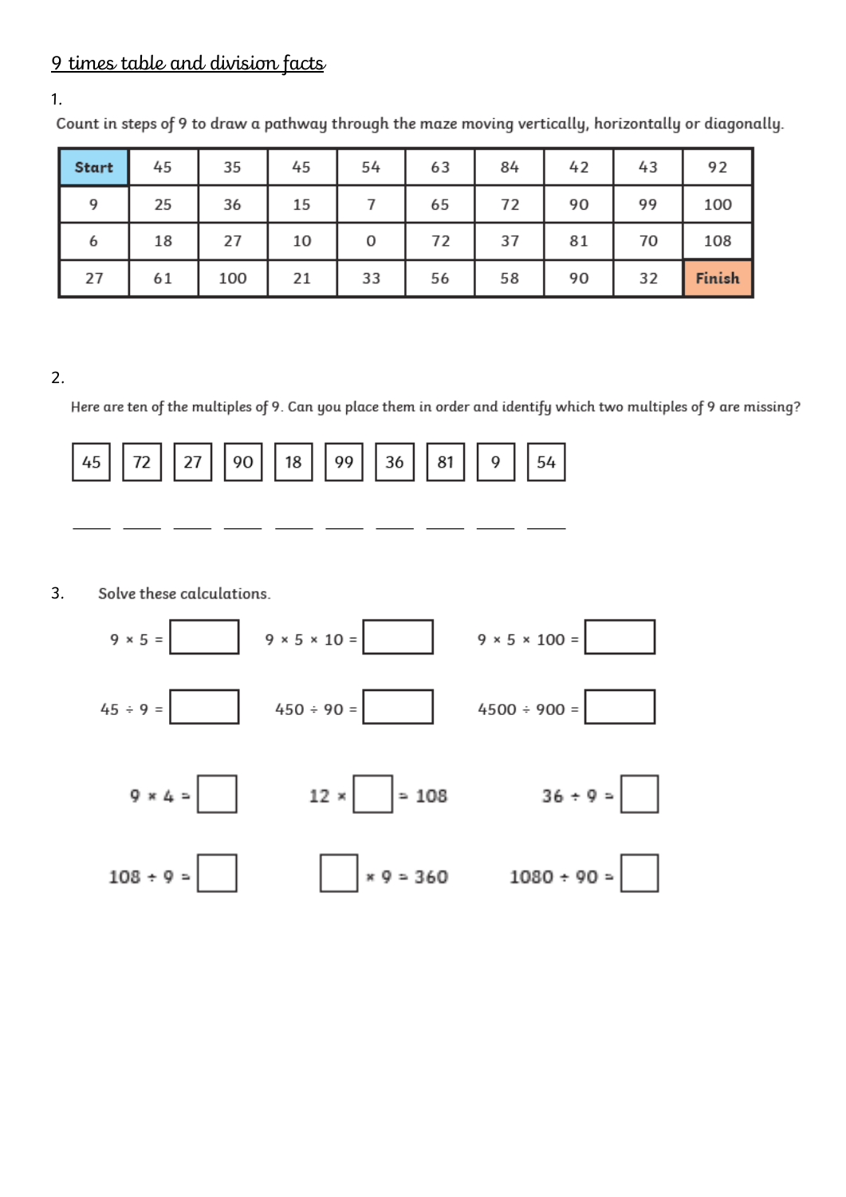# 9 times table and division facts

1.

Count in steps of 9 to draw a pathway through the maze moving vertically, horizontally or diagonally.

| **Start** | 45 | 35 | 45 | 54 | 63 | 84 | 42 | 43 | 92 |
|---|---|---|---|---|---|---|---|---|---|
| 9 | 25 | 36 | 15 | 7 | 65 | 72 | 90 | 99 | 100 |
| 6 | 18 | 27 | 10 | 0 | 72 | 37 | 81 | 70 | 108 |
| 27 | 61 | 100 | 21 | 33 | 56 | 58 | 90 | 32 | **Finish** |

2.

Here are ten of the multiples of 9. Can you place them in order and identify which two multiples of 9 are missing?

| 45 | 72 | 27 | 90 | 18 | 99 | 36 | 81 | 9 | 54 |
|---|---|---|---|---|---|---|---|---|---|

\_\_\_\_ \_\_\_\_ \_\_\_\_ \_\_\_\_ \_\_\_\_ \_\_\_\_ \_\_\_\_ \_\_\_\_ \_\_\_\_ \_\_\_\_

3. Solve these calculations.

$9 \times 5 =$ ☐ $\quad 9 \times 5 \times 10 =$ ☐ $\quad 9 \times 5 \times 100 =$ ☐

$45 \div 9 =$ ☐ $\quad 450 \div 90 =$ ☐ $\quad 4500 \div 900 =$ ☐

$9 \times 4 =$ ☐ $\quad 12 \times$ ☐ $= 108 \quad 36 \div 9 =$ ☐

$108 \div 9 =$ ☐ $\quad$ ☐ $\times 9 = 360 \quad 1080 \div 90 =$ ☐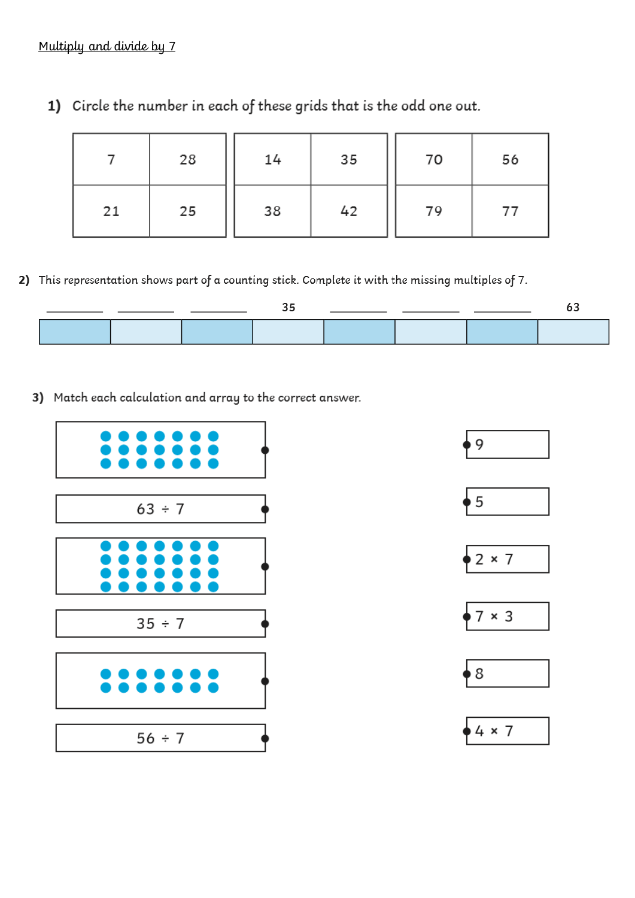Multiply and divide by 7

**1)** Circle the number in each of these grids that is the odd one out.

| 7 | 28 |
|---|---|
| 21 | 25 |

| 14 | 35 |
|---|---|
| 38 | 42 |

| 70 | 56 |
|---|---|
| 79 | 77 |

**2)** This representation shows part of a counting stick. Complete it with the missing multiples of 7.

| ________ | ________ | ________ | 35 | ________ | ________ | ________ | 63 |
|---|---|---|---|---|---|---|---|

**3)** Match each calculation and array to the correct answer.

| Calculation / array | Answer |
|---|---|
| (array: 3 rows of 7 dots) | 9 |
| 63 ÷ 7 | 5 |
| (array: 4 rows of 7 dots) | 2 × 7 |
| 35 ÷ 7 | 7 × 3 |
| (array: 2 rows of 7 dots) | 8 |
| 56 ÷ 7 | 4 × 7 |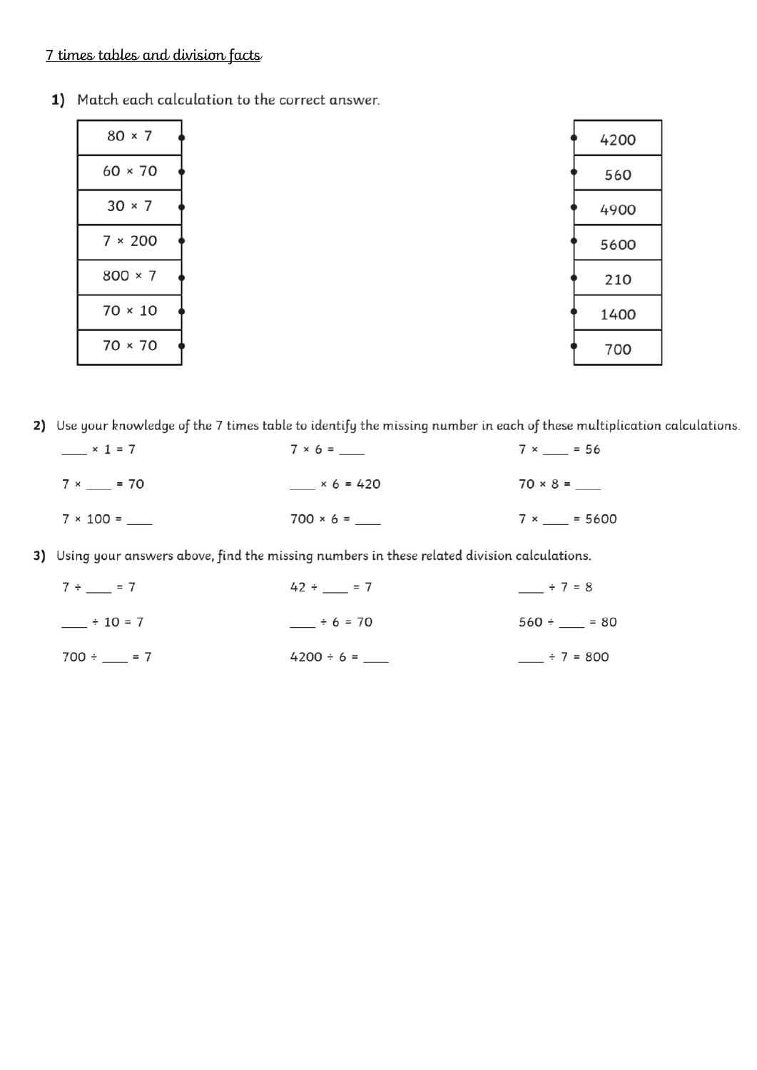7 times tables and division facts

**1)** Match each calculation to the correct answer.

| Calculation | Answer |
| --- | --- |
| 80 × 7 | 4200 |
| 60 × 70 | 560 |
| 30 × 7 | 4900 |
| 7 × 200 | 5600 |
| 800 × 7 | 210 |
| 70 × 10 | 1400 |
| 70 × 70 | 700 |

**2)** Use your knowledge of the 7 times table to identify the missing number in each of these multiplication calculations.

____ × 1 = 7 7 × 6 = ____ 7 × ____ = 56

7 × ____ = 70 ____ × 6 = 420 70 × 8 = ____

7 × 100 = ____ 700 × 6 = ____ 7 × ____ = 5600

**3)** Using your answers above, find the missing numbers in these related division calculations.

7 ÷ ____ = 7 42 ÷ ____ = 7 ____ ÷ 7 = 8

____ ÷ 10 = 7 ____ ÷ 6 = 70 560 ÷ ____ = 80

700 ÷ ____ = 7 4200 ÷ 6 = ____ ____ ÷ 7 = 800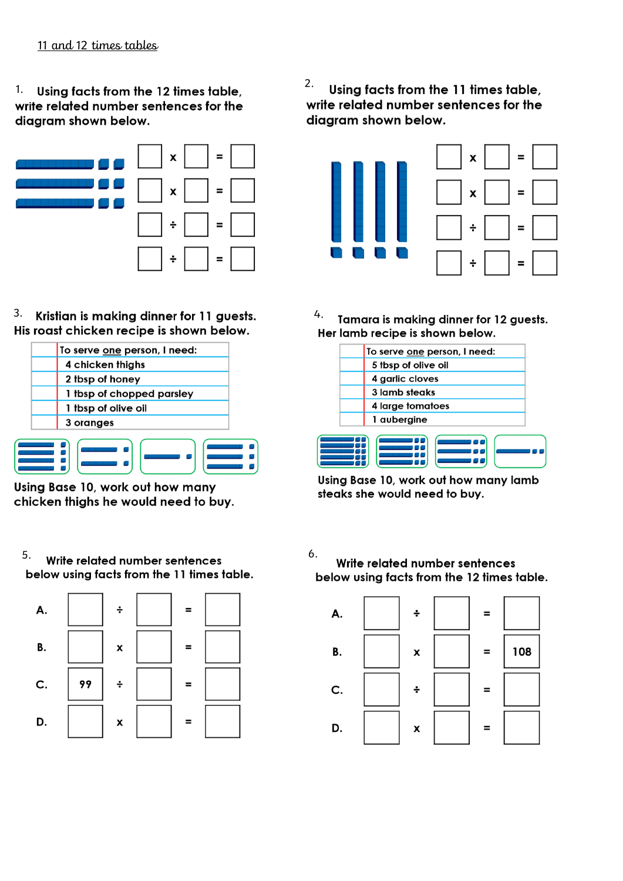11 and 12 times tables

1. Using facts from the 12 times table, write related number sentences for the diagram shown below.

☐ x ☐ = ☐

☐ x ☐ = ☐

☐ ÷ ☐ = ☐

☐ ÷ ☐ = ☐

2. Using facts from the 11 times table, write related number sentences for the diagram shown below.

☐ x ☐ = ☐

☐ x ☐ = ☐

☐ ÷ ☐ = ☐

☐ ÷ ☐ = ☐

3. Kristian is making dinner for 11 guests. His roast chicken recipe is shown below.

| To serve one person, I need: |
|---|
| 4 chicken thighs |
| 2 tbsp of honey |
| 1 tbsp of chopped parsley |
| 1 tbsp of olive oil |
| 3 oranges |

Using Base 10, work out how many chicken thighs he would need to buy.

4. Tamara is making dinner for 12 guests. Her lamb recipe is shown below.

| To serve one person, I need: |
|---|
| 5 tbsp of olive oil |
| 4 garlic cloves |
| 3 lamb steaks |
| 4 large tomatoes |
| 1 aubergine |

Using Base 10, work out how many lamb steaks she would need to buy.

5. Write related number sentences below using facts from the 11 times table.

A. ☐ ÷ ☐ = ☐

B. ☐ x ☐ = ☐

C. 99 ÷ ☐ = ☐

D. ☐ x ☐ = ☐

6. Write related number sentences below using facts from the 12 times table.

A. ☐ ÷ ☐ = ☐

B. ☐ x ☐ = 108

C. ☐ ÷ ☐ = ☐

D. ☐ x ☐ = ☐